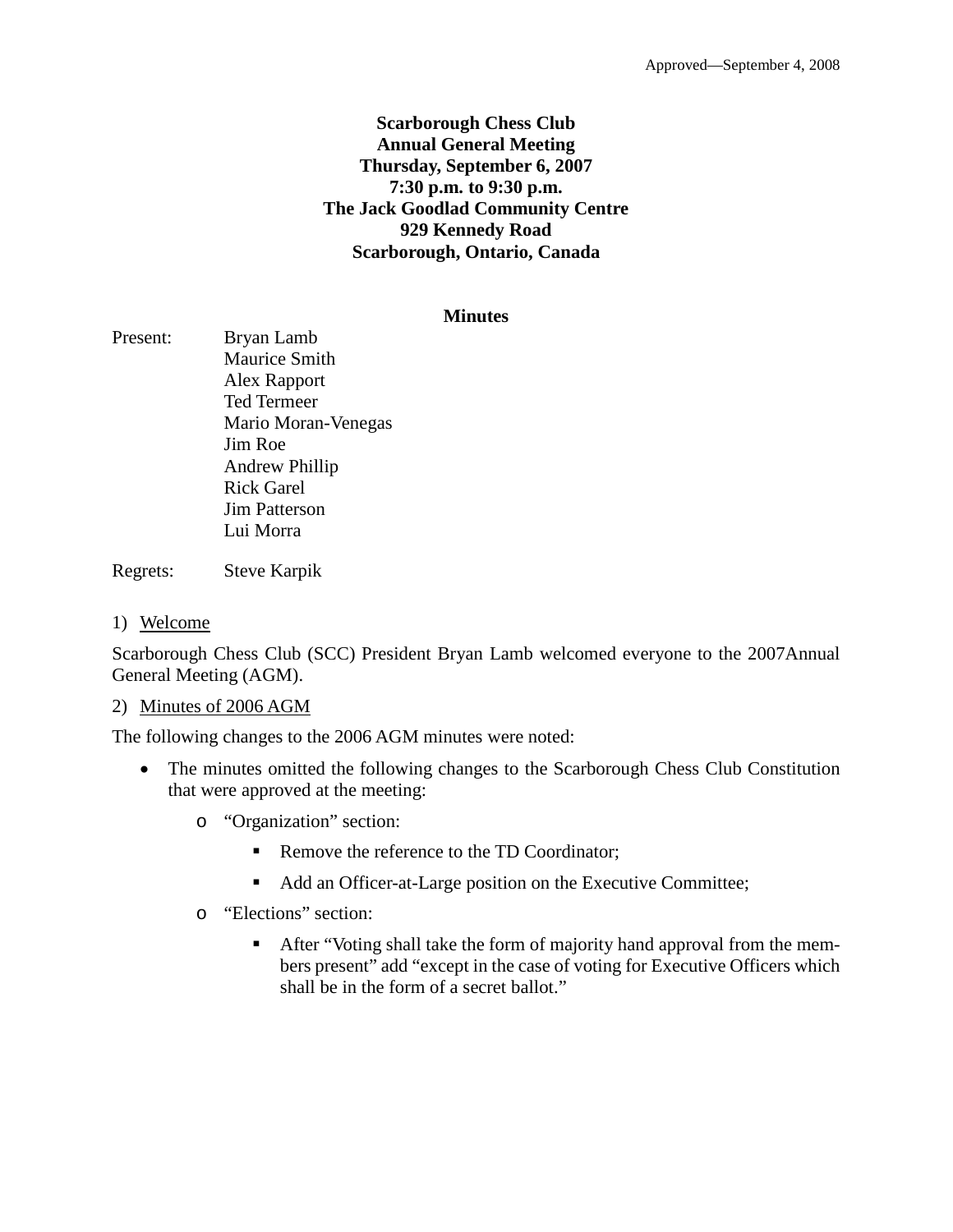Approved—September 4, 2008

**Scarborough Chess Club**
**Annual General Meeting**
**Thursday, September 6, 2007**
**7:30 p.m. to 9:30 p.m.**
**The Jack Goodlad Community Centre**
**929 Kennedy Road**
**Scarborough, Ontario, Canada**

## Minutes

Present: Bryan Lamb
Maurice Smith
Alex Rapport
Ted Termeer
Mario Moran-Venegas
Jim Roe
Andrew Phillip
Rick Garel
Jim Patterson
Lui Morra

Regrets: Steve Karpik

1) Welcome

Scarborough Chess Club (SCC) President Bryan Lamb welcomed everyone to the 2007Annual General Meeting (AGM).

2) Minutes of 2006 AGM

The following changes to the 2006 AGM minutes were noted:

- The minutes omitted the following changes to the Scarborough Chess Club Constitution that were approved at the meeting:
  - "Organization" section:
    - Remove the reference to the TD Coordinator;
    - Add an Officer-at-Large position on the Executive Committee;
  - "Elections" section:
    - After "Voting shall take the form of majority hand approval from the members present" add "except in the case of voting for Executive Officers which shall be in the form of a secret ballot."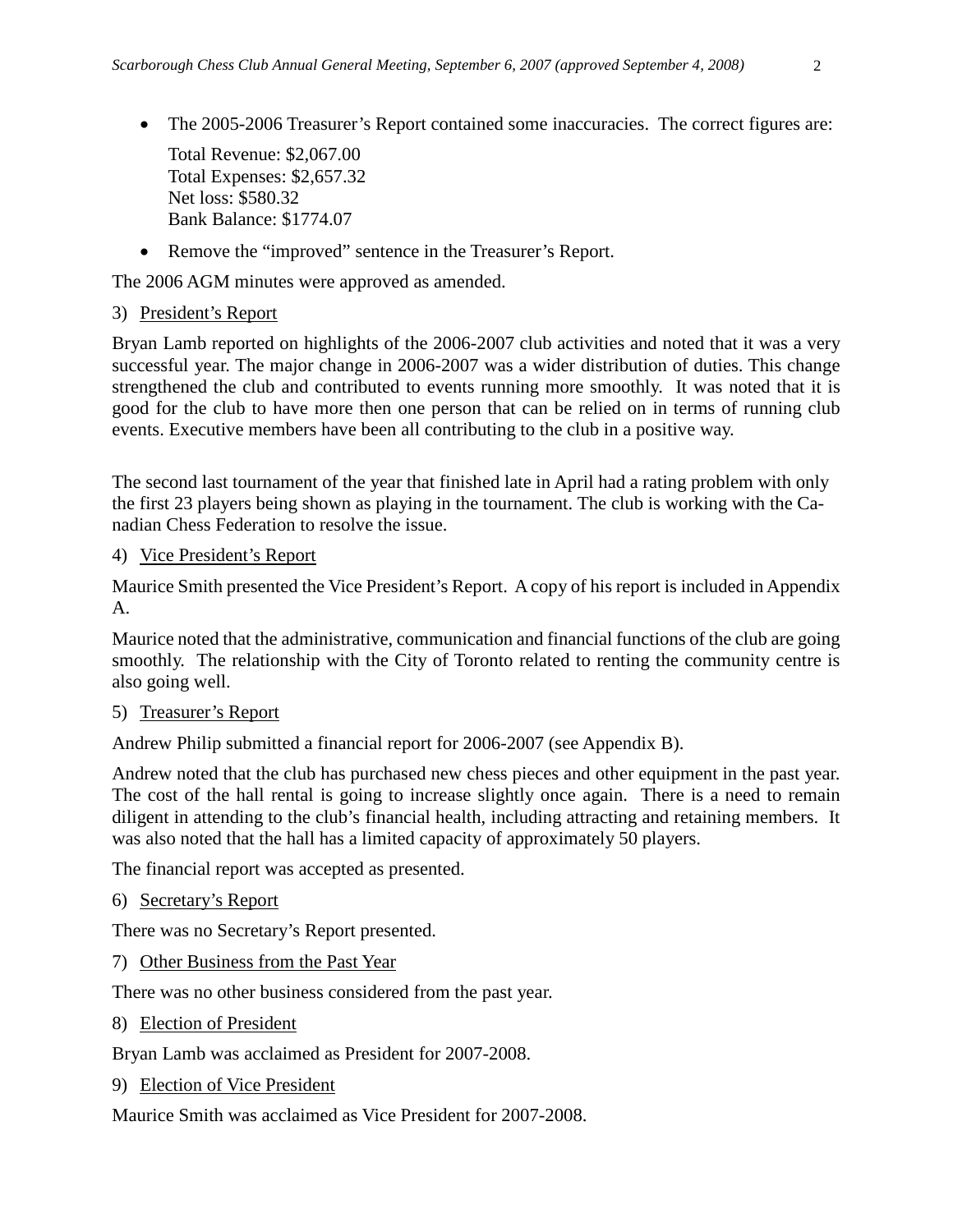- The 2005-2006 Treasurer's Report contained some inaccuracies. The correct figures are:

  Total Revenue: $2,067.00
  Total Expenses: $2,657.32
  Net loss: $580.32
  Bank Balance: $1774.07

- Remove the "improved" sentence in the Treasurer's Report.

The 2006 AGM minutes were approved as amended.

3) President's Report

Bryan Lamb reported on highlights of the 2006-2007 club activities and noted that it was a very successful year. The major change in 2006-2007 was a wider distribution of duties. This change strengthened the club and contributed to events running more smoothly. It was noted that it is good for the club to have more then one person that can be relied on in terms of running club events. Executive members have been all contributing to the club in a positive way.

The second last tournament of the year that finished late in April had a rating problem with only the first 23 players being shown as playing in the tournament. The club is working with the Canadian Chess Federation to resolve the issue.

4) Vice President's Report

Maurice Smith presented the Vice President's Report. A copy of his report is included in Appendix A.

Maurice noted that the administrative, communication and financial functions of the club are going smoothly. The relationship with the City of Toronto related to renting the community centre is also going well.

5) Treasurer's Report

Andrew Philip submitted a financial report for 2006-2007 (see Appendix B).

Andrew noted that the club has purchased new chess pieces and other equipment in the past year. The cost of the hall rental is going to increase slightly once again. There is a need to remain diligent in attending to the club's financial health, including attracting and retaining members. It was also noted that the hall has a limited capacity of approximately 50 players.

The financial report was accepted as presented.

6) Secretary's Report

There was no Secretary's Report presented.

7) Other Business from the Past Year

There was no other business considered from the past year.

8) Election of President

Bryan Lamb was acclaimed as President for 2007-2008.

9) Election of Vice President

Maurice Smith was acclaimed as Vice President for 2007-2008.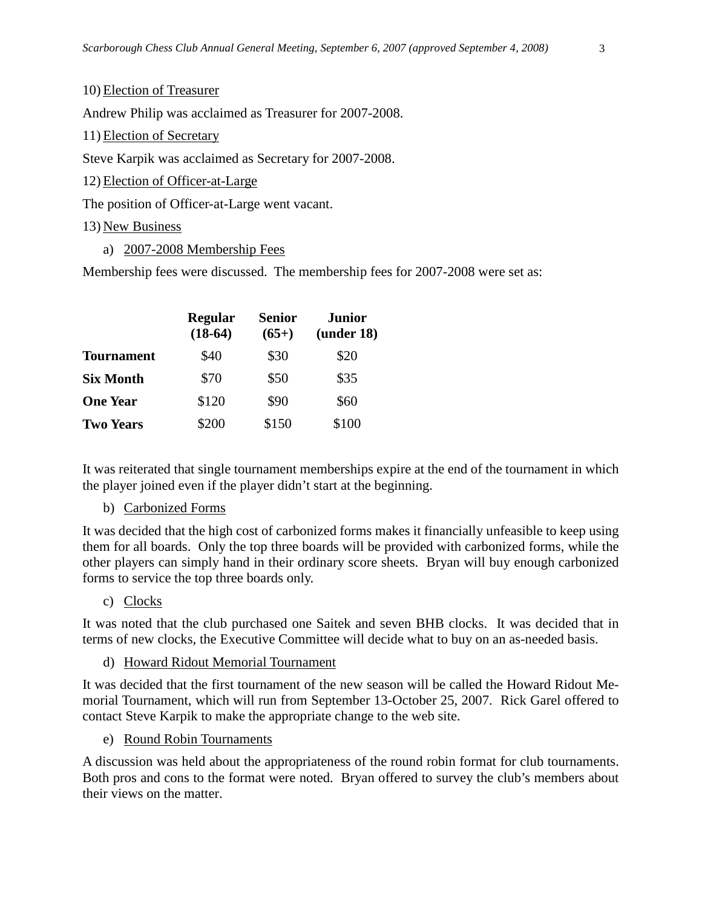10) Election of Treasurer

Andrew Philip was acclaimed as Treasurer for 2007-2008.

11) Election of Secretary

Steve Karpik was acclaimed as Secretary for 2007-2008.

12) Election of Officer-at-Large

The position of Officer-at-Large went vacant.

13) New Business

a) 2007-2008 Membership Fees

Membership fees were discussed. The membership fees for 2007-2008 were set as:

| | **Regular (18-64)** | **Senior (65+)** | **Junior (under 18)** |
|---|---|---|---|
| **Tournament** | $40 | $30 | $20 |
| **Six Month** | $70 | $50 | $35 |
| **One Year** | $120 | $90 | $60 |
| **Two Years** | $200 | $150 | $100 |

It was reiterated that single tournament memberships expire at the end of the tournament in which the player joined even if the player didn't start at the beginning.

b) Carbonized Forms

It was decided that the high cost of carbonized forms makes it financially unfeasible to keep using them for all boards. Only the top three boards will be provided with carbonized forms, while the other players can simply hand in their ordinary score sheets. Bryan will buy enough carbonized forms to service the top three boards only.

c) Clocks

It was noted that the club purchased one Saitek and seven BHB clocks. It was decided that in terms of new clocks, the Executive Committee will decide what to buy on an as-needed basis.

d) Howard Ridout Memorial Tournament

It was decided that the first tournament of the new season will be called the Howard Ridout Memorial Tournament, which will run from September 13-October 25, 2007. Rick Garel offered to contact Steve Karpik to make the appropriate change to the web site.

e) Round Robin Tournaments

A discussion was held about the appropriateness of the round robin format for club tournaments. Both pros and cons to the format were noted. Bryan offered to survey the club's members about their views on the matter.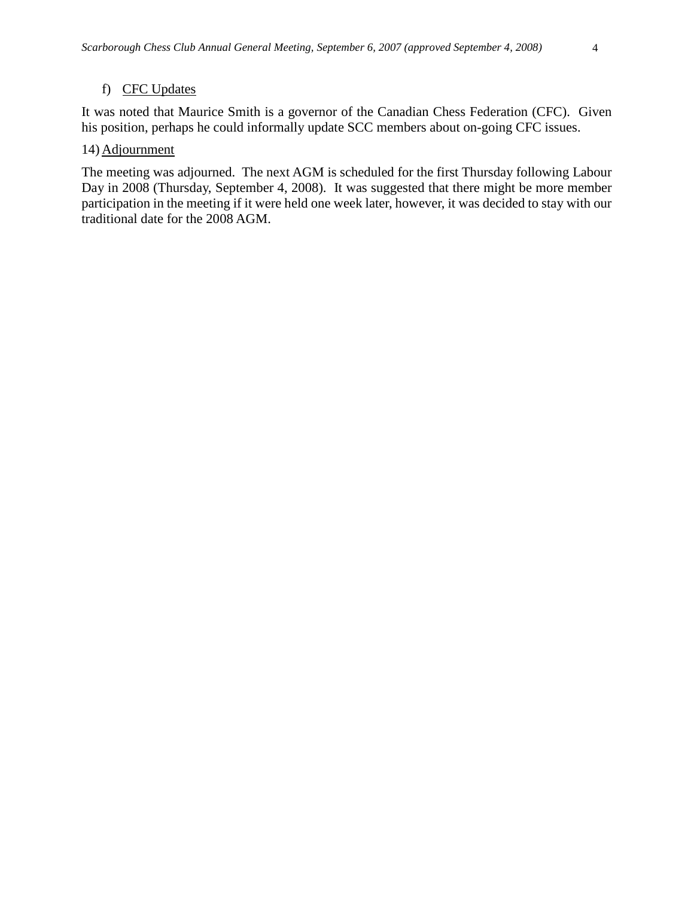f) CFC Updates

It was noted that Maurice Smith is a governor of the Canadian Chess Federation (CFC). Given his position, perhaps he could informally update SCC members about on-going CFC issues.

14) Adjournment

The meeting was adjourned. The next AGM is scheduled for the first Thursday following Labour Day in 2008 (Thursday, September 4, 2008). It was suggested that there might be more member participation in the meeting if it were held one week later, however, it was decided to stay with our traditional date for the 2008 AGM.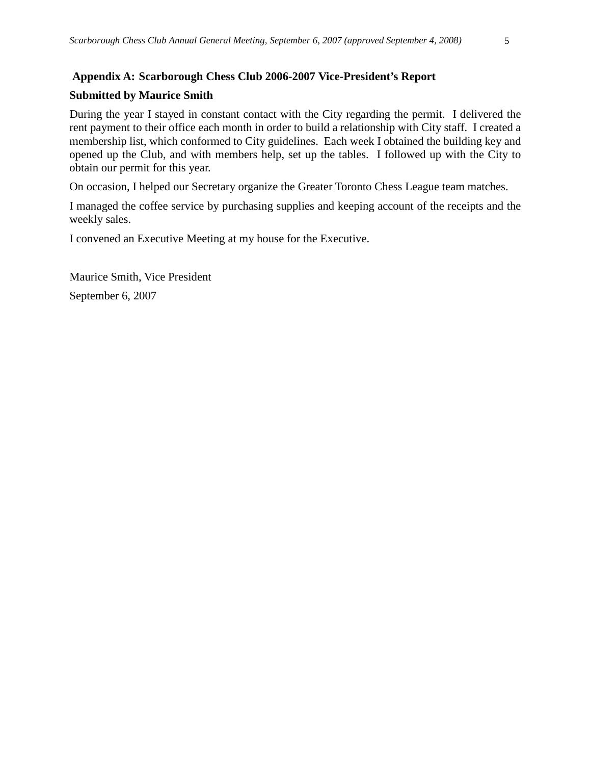## Appendix A: Scarborough Chess Club 2006-2007 Vice-President's Report

**Submitted by Maurice Smith**

During the year I stayed in constant contact with the City regarding the permit. I delivered the rent payment to their office each month in order to build a relationship with City staff. I created a membership list, which conformed to City guidelines. Each week I obtained the building key and opened up the Club, and with members help, set up the tables. I followed up with the City to obtain our permit for this year.

On occasion, I helped our Secretary organize the Greater Toronto Chess League team matches.

I managed the coffee service by purchasing supplies and keeping account of the receipts and the weekly sales.

I convened an Executive Meeting at my house for the Executive.

Maurice Smith, Vice President

September 6, 2007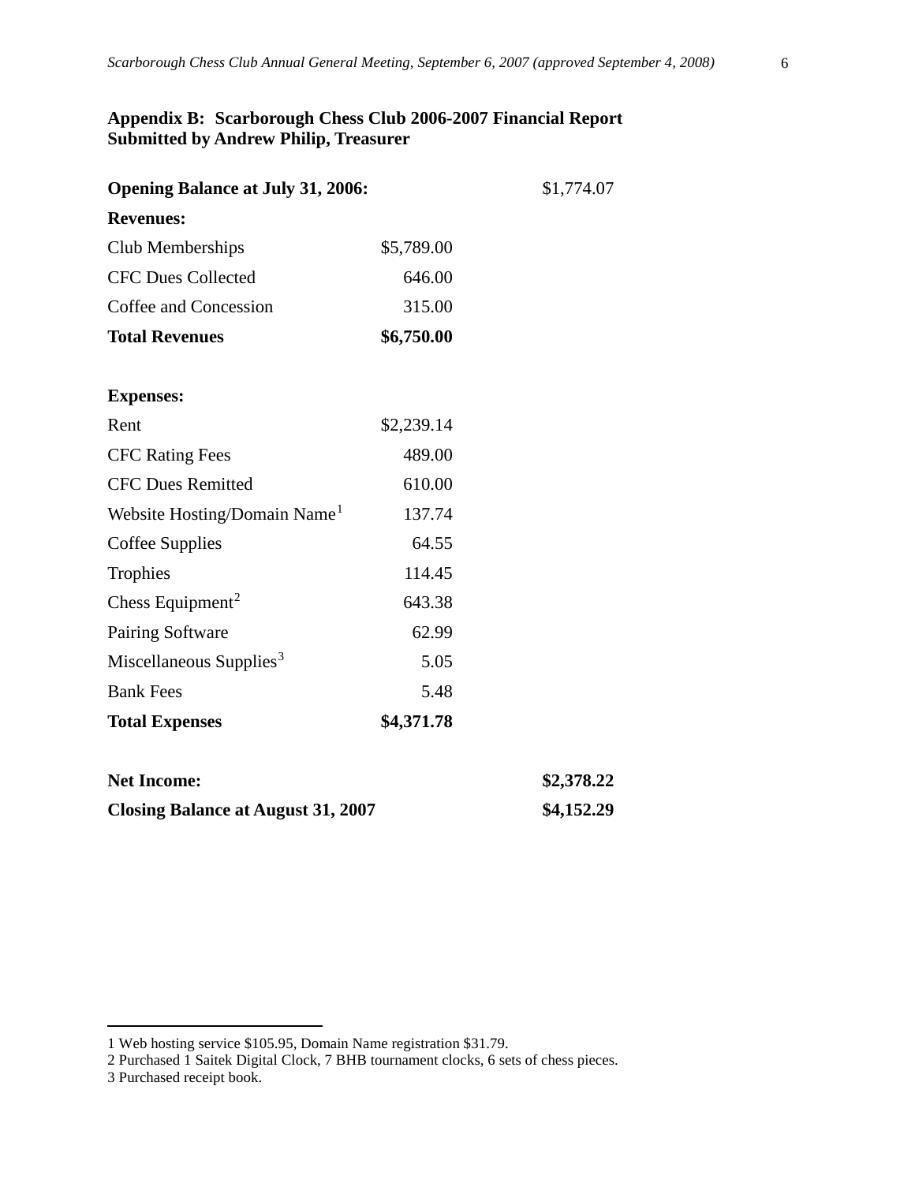## Appendix B: Scarborough Chess Club 2006-2007 Financial Report
## Submitted by Andrew Philip, Treasurer

| | | |
|---|---|---|
| **Opening Balance at July 31, 2006:** | | $1,774.07 |
| **Revenues:** | | |
| Club Memberships | $5,789.00 | |
| CFC Dues Collected | 646.00 | |
| Coffee and Concession | 315.00 | |
| **Total Revenues** | **$6,750.00** | |
| | | |
| **Expenses:** | | |
| Rent | $2,239.14 | |
| CFC Rating Fees | 489.00 | |
| CFC Dues Remitted | 610.00 | |
| Website Hosting/Domain Name[1] | 137.74 | |
| Coffee Supplies | 64.55 | |
| Trophies | 114.45 | |
| Chess Equipment[2] | 643.38 | |
| Pairing Software | 62.99 | |
| Miscellaneous Supplies[3] | 5.05 | |
| Bank Fees | 5.48 | |
| **Total Expenses** | **$4,371.78** | |
| | | |
| **Net Income:** | | **$2,378.22** |
| **Closing Balance at August 31, 2007** | | **$4,152.29** |

---

1 Web hosting service $105.95, Domain Name registration $31.79.
2 Purchased 1 Saitek Digital Clock, 7 BHB tournament clocks, 6 sets of chess pieces.
3 Purchased receipt book.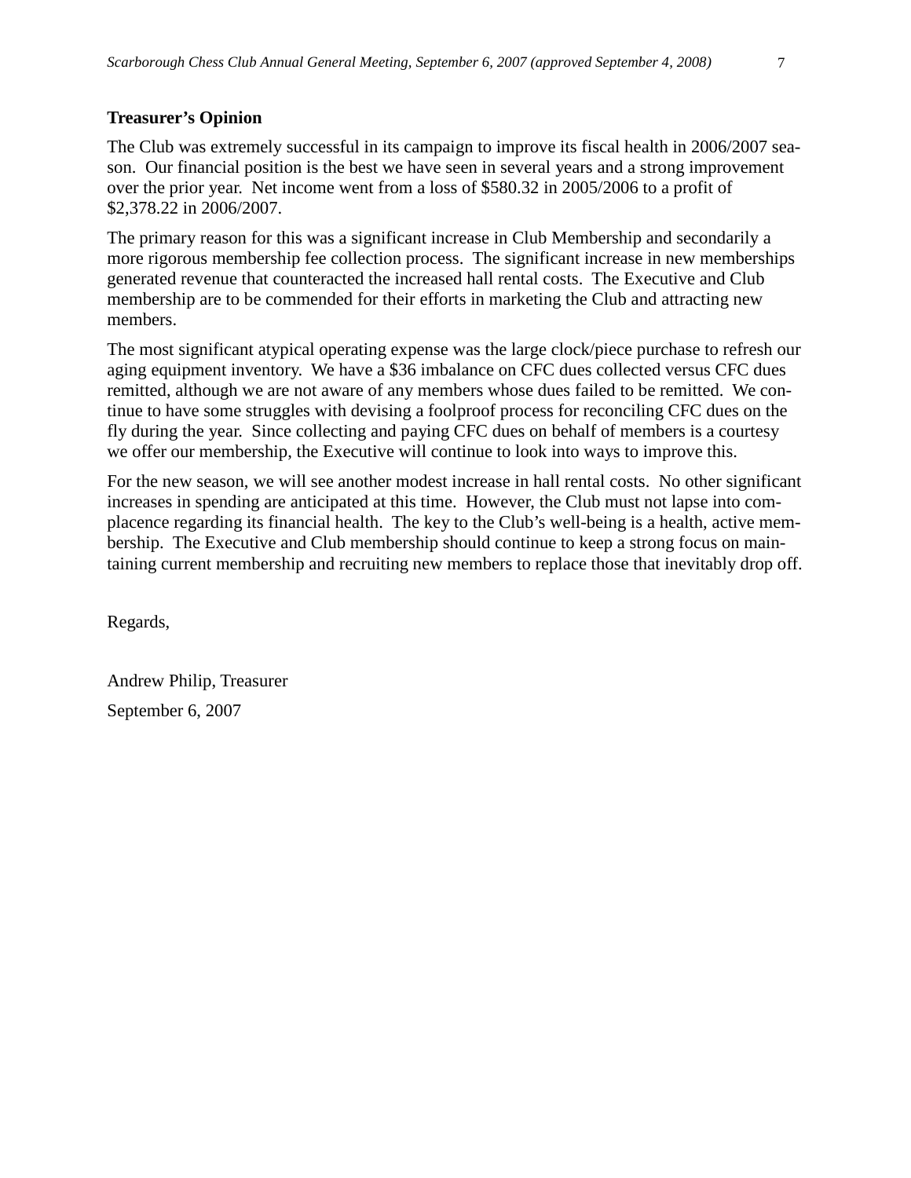**Treasurer's Opinion**

The Club was extremely successful in its campaign to improve its fiscal health in 2006/2007 season. Our financial position is the best we have seen in several years and a strong improvement over the prior year. Net income went from a loss of $580.32 in 2005/2006 to a profit of $2,378.22 in 2006/2007.

The primary reason for this was a significant increase in Club Membership and secondarily a more rigorous membership fee collection process. The significant increase in new memberships generated revenue that counteracted the increased hall rental costs. The Executive and Club membership are to be commended for their efforts in marketing the Club and attracting new members.

The most significant atypical operating expense was the large clock/piece purchase to refresh our aging equipment inventory. We have a $36 imbalance on CFC dues collected versus CFC dues remitted, although we are not aware of any members whose dues failed to be remitted. We continue to have some struggles with devising a foolproof process for reconciling CFC dues on the fly during the year. Since collecting and paying CFC dues on behalf of members is a courtesy we offer our membership, the Executive will continue to look into ways to improve this.

For the new season, we will see another modest increase in hall rental costs. No other significant increases in spending are anticipated at this time. However, the Club must not lapse into complacence regarding its financial health. The key to the Club's well-being is a health, active membership. The Executive and Club membership should continue to keep a strong focus on maintaining current membership and recruiting new members to replace those that inevitably drop off.

Regards,

Andrew Philip, Treasurer

September 6, 2007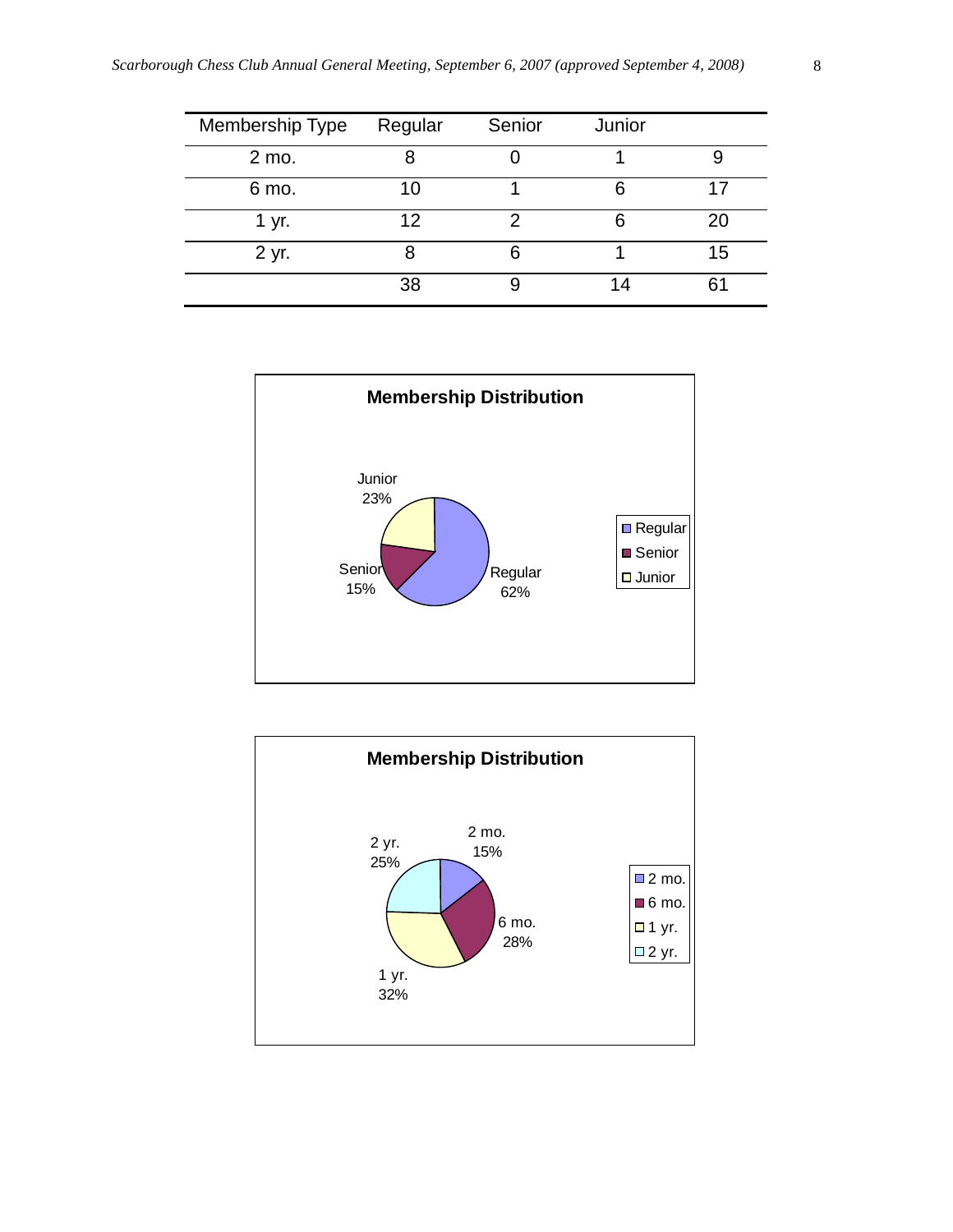| Membership Type | Regular | Senior | Junior | |
|---|---|---|---|---|
| 2 mo. | 8 | 0 | 1 | 9 |
| 6 mo. | 10 | 1 | 6 | 17 |
| 1 yr. | 12 | 2 | 6 | 20 |
| 2 yr. | 8 | 6 | 1 | 15 |
| | 38 | 9 | 14 | 61 |

**Membership Distribution**

Junior 23%

Senior 15%

Regular 62%

Regular
Senior
Junior

**Membership Distribution**

2 yr. 25%

2 mo. 15%

6 mo. 28%

1 yr. 32%

2 mo.
6 mo.
1 yr.
2 yr.